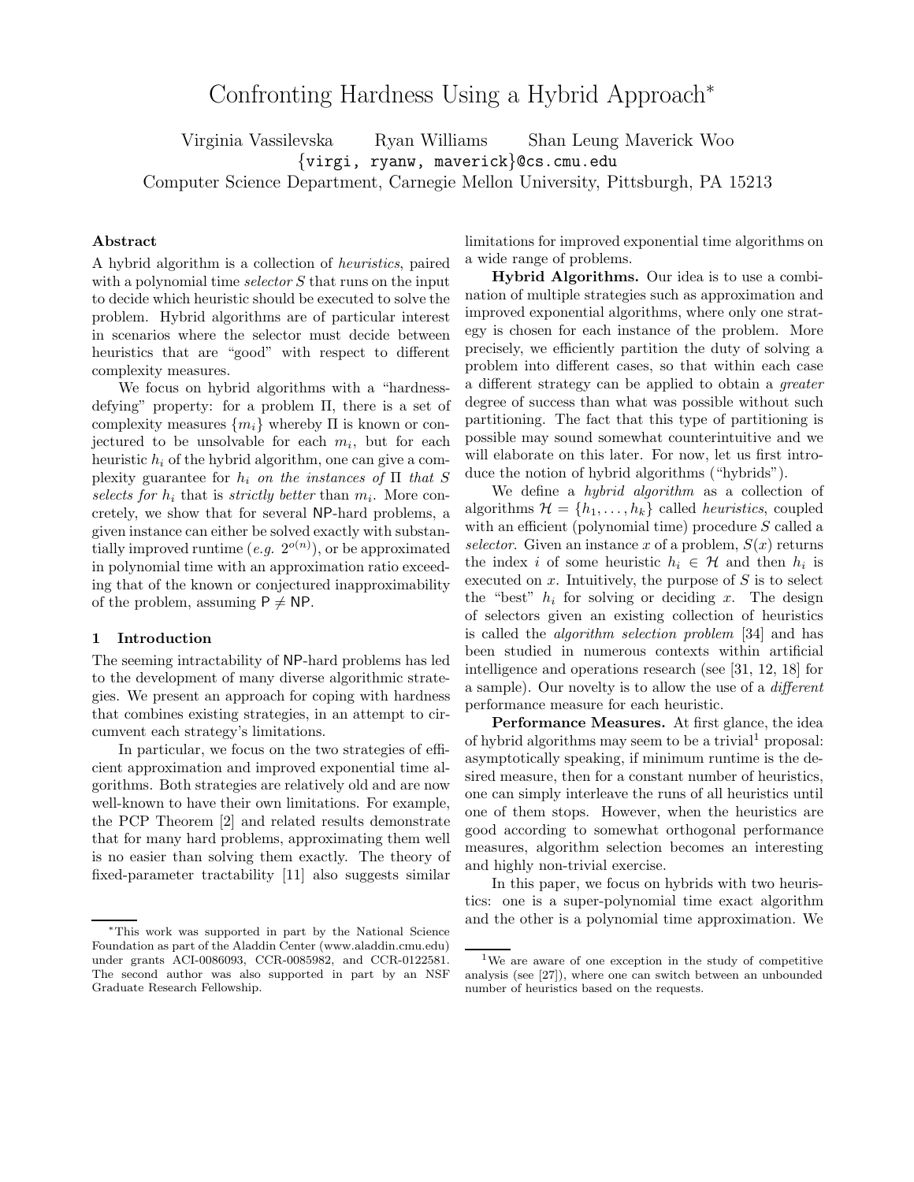# Confronting Hardness Using a Hybrid Approach*

Virginia Vassilevska  Ryan Williams  Shan Leung Maverick Woo

{virgi, ryanw, maverick}@cs.cmu.edu

Computer Science Department, Carnegie Mellon University, Pittsburgh, PA 15213

### Abstract

A hybrid algorithm is a collection of *heuristics*, paired with a polynomial time *selector* $S$ that runs on the input to decide which heuristic should be executed to solve the problem. Hybrid algorithms are of particular interest in scenarios where the selector must decide between heuristics that are "good" with respect to different complexity measures.

We focus on hybrid algorithms with a "hardness-defying" property: for a problem $\Pi$, there is a set of complexity measures $\{m_i\}$ whereby $\Pi$ is known or conjectured to be unsolvable for each $m_i$, but for each heuristic $h_i$ of the hybrid algorithm, one can give a complexity guarantee for $h_i$ *on the instances of* $\Pi$ *that* $S$ *selects for* $h_i$ that is *strictly better* than $m_i$. More concretely, we show that for several NP-hard problems, a given instance can either be solved exactly with substantially improved runtime (*e.g.* $2^{o(n)}$), or be approximated in polynomial time with an approximation ratio exceeding that of the known or conjectured inapproximability of the problem, assuming $\mathsf{P} \neq \mathsf{NP}$.

## 1 Introduction

The seeming intractability of NP-hard problems has led to the development of many diverse algorithmic strategies. We present an approach for coping with hardness that combines existing strategies, in an attempt to circumvent each strategy's limitations.

In particular, we focus on the two strategies of efficient approximation and improved exponential time algorithms. Both strategies are relatively old and are now well-known to have their own limitations. For example, the PCP Theorem [2] and related results demonstrate that for many hard problems, approximating them well is no easier than solving them exactly. The theory of fixed-parameter tractability [11] also suggests similar limitations for improved exponential time algorithms on a wide range of problems.

**Hybrid Algorithms.** Our idea is to use a combination of multiple strategies such as approximation and improved exponential algorithms, where only one strategy is chosen for each instance of the problem. More precisely, we efficiently partition the duty of solving a problem into different cases, so that within each case a different strategy can be applied to obtain a *greater* degree of success than what was possible without such partitioning. The fact that this type of partitioning is possible may sound somewhat counterintuitive and we will elaborate on this later. For now, let us first introduce the notion of hybrid algorithms ("hybrids").

We define a *hybrid algorithm* as a collection of algorithms $\mathcal{H} = \{h_1, \ldots, h_k\}$ called *heuristics*, coupled with an efficient (polynomial time) procedure $S$ called a *selector*. Given an instance $x$ of a problem, $S(x)$ returns the index $i$ of some heuristic $h_i \in \mathcal{H}$ and then $h_i$ is executed on $x$. Intuitively, the purpose of $S$ is to select the "best" $h_i$ for solving or deciding $x$. The design of selectors given an existing collection of heuristics is called the *algorithm selection problem* [34] and has been studied in numerous contexts within artificial intelligence and operations research (see [31, 12, 18] for a sample). Our novelty is to allow the use of a *different* performance measure for each heuristic.

**Performance Measures.** At first glance, the idea of hybrid algorithms may seem to be a trivial[1] proposal: asymptotically speaking, if minimum runtime is the desired measure, then for a constant number of heuristics, one can simply interleave the runs of all heuristics until one of them stops. However, when the heuristics are good according to somewhat orthogonal performance measures, algorithm selection becomes an interesting and highly non-trivial exercise.

In this paper, we focus on hybrids with two heuristics: one is a super-polynomial time exact algorithm and the other is a polynomial time approximation. We

---

*This work was supported in part by the National Science Foundation as part of the Aladdin Center (www.aladdin.cmu.edu) under grants ACI-0086093, CCR-0085982, and CCR-0122581. The second author was also supported in part by an NSF Graduate Research Fellowship.

[1] We are aware of one exception in the study of competitive analysis (see [27]), where one can switch between an unbounded number of heuristics based on the requests.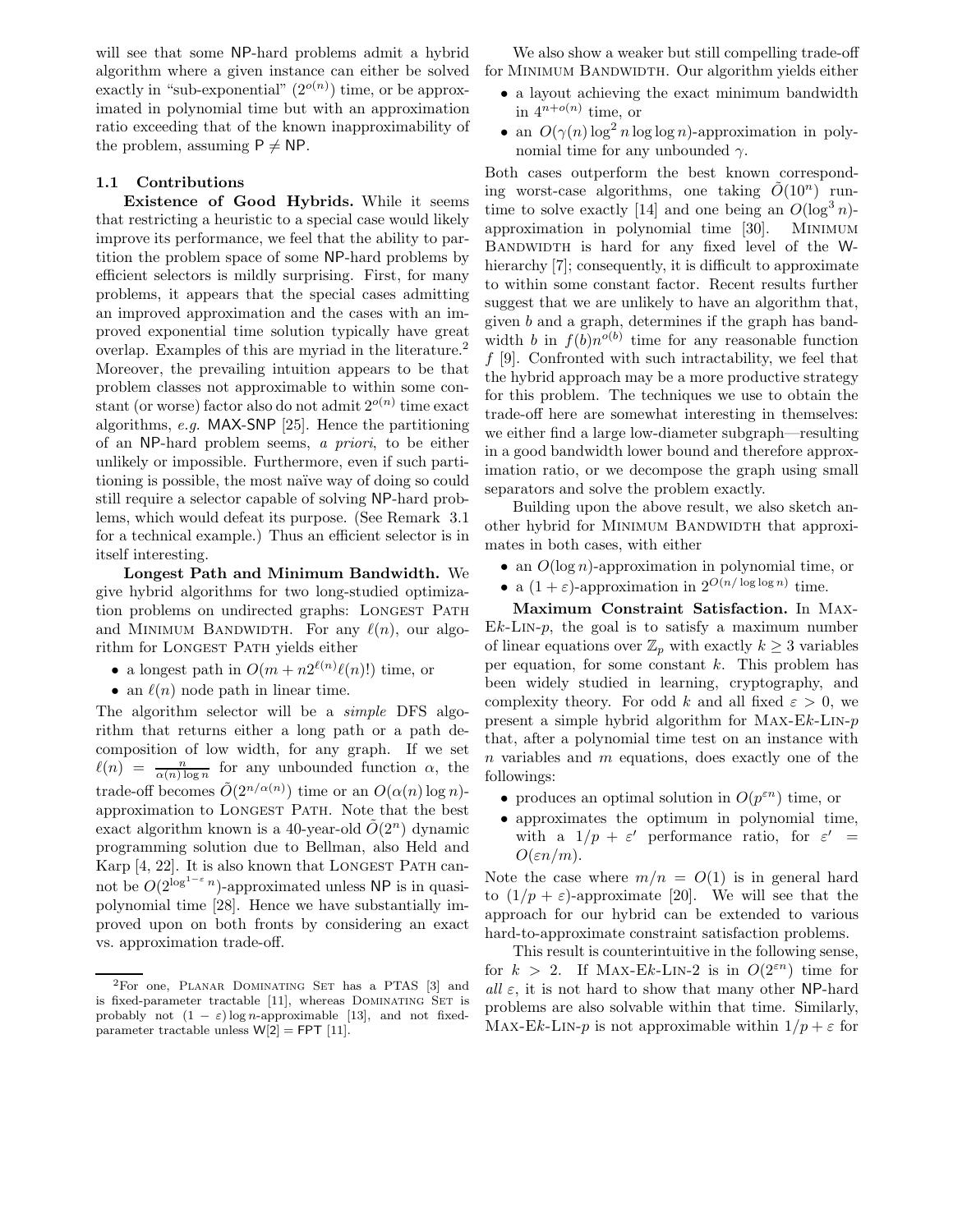will see that some NP-hard problems admit a hybrid algorithm where a given instance can either be solved exactly in "sub-exponential" ($2^{o(n)}$) time, or be approximated in polynomial time but with an approximation ratio exceeding that of the known inapproximability of the problem, assuming $\mathsf{P} \neq \mathsf{NP}$.

### 1.1 Contributions

**Existence of Good Hybrids.** While it seems that restricting a heuristic to a special case would likely improve its performance, we feel that the ability to partition the problem space of some NP-hard problems by efficient selectors is mildly surprising. First, for many problems, it appears that the special cases admitting an improved approximation and the cases with an improved exponential time solution typically have great overlap. Examples of this are myriad in the literature.[2] Moreover, the prevailing intuition appears to be that problem classes not approximable to within some constant (or worse) factor also do not admit $2^{o(n)}$ time exact algorithms, *e.g.* MAX-SNP [25]. Hence the partitioning of an NP-hard problem seems, *a priori*, to be either unlikely or impossible. Furthermore, even if such partitioning is possible, the most naïve way of doing so could still require a selector capable of solving NP-hard problems, which would defeat its purpose. (See Remark 3.1 for a technical example.) Thus an efficient selector is in itself interesting.

**Longest Path and Minimum Bandwidth.** We give hybrid algorithms for two long-studied optimization problems on undirected graphs: LONGEST PATH and MINIMUM BANDWIDTH. For any $\ell(n)$, our algorithm for LONGEST PATH yields either

- a longest path in $O(m + n2^{\ell(n)}\ell(n)!)$ time, or
- an $\ell(n)$ node path in linear time.

The algorithm selector will be a *simple* DFS algorithm that returns either a long path or a path decomposition of low width, for any graph. If we set $\ell(n) = \frac{n}{\alpha(n)\log n}$ for any unbounded function $\alpha$, the trade-off becomes $\tilde{O}(2^{n/\alpha(n)})$ time or an $O(\alpha(n)\log n)$-approximation to LONGEST PATH. Note that the best exact algorithm known is a 40-year-old $\tilde{O}(2^n)$ dynamic programming solution due to Bellman, also Held and Karp [4, 22]. It is also known that LONGEST PATH cannot be $O(2^{\log^{1-\varepsilon} n})$-approximated unless NP is in quasi-polynomial time [28]. Hence we have substantially improved upon on both fronts by considering an exact vs. approximation trade-off.

We also show a weaker but still compelling trade-off for MINIMUM BANDWIDTH. Our algorithm yields either

- a layout achieving the exact minimum bandwidth in $4^{n+o(n)}$ time, or
- an $O(\gamma(n)\log^2 n \log\log n)$-approximation in polynomial time for any unbounded $\gamma$.

Both cases outperform the best known corresponding worst-case algorithms, one taking $\tilde{O}(10^n)$ runtime to solve exactly [14] and one being an $O(\log^3 n)$-approximation in polynomial time [30]. MINIMUM BANDWIDTH is hard for any fixed level of the W-hierarchy [7]; consequently, it is difficult to approximate to within some constant factor. Recent results further suggest that we are unlikely to have an algorithm that, given $b$ and a graph, determines if the graph has bandwidth $b$ in $f(b)n^{o(b)}$ time for any reasonable function $f$ [9]. Confronted with such intractability, we feel that the hybrid approach may be a more productive strategy for this problem. The techniques we use to obtain the trade-off here are somewhat interesting in themselves: we either find a large low-diameter subgraph—resulting in a good bandwidth lower bound and therefore approximation ratio, or we decompose the graph using small separators and solve the problem exactly.

Building upon the above result, we also sketch another hybrid for MINIMUM BANDWIDTH that approximates in both cases, with either

- an $O(\log n)$-approximation in polynomial time, or
- a $(1+\varepsilon)$-approximation in $2^{O(n/\log\log n)}$ time.

**Maximum Constraint Satisfaction.** In MAX-E$k$-LIN-$p$, the goal is to satisfy a maximum number of linear equations over $\mathbb{Z}_p$ with exactly $k \geq 3$ variables per equation, for some constant $k$. This problem has been widely studied in learning, cryptography, and complexity theory. For odd $k$ and all fixed $\varepsilon > 0$, we present a simple hybrid algorithm for MAX-E$k$-LIN-$p$ that, after a polynomial time test on an instance with $n$ variables and $m$ equations, does exactly one of the followings:

- produces an optimal solution in $O(p^{\varepsilon n})$ time, or
- approximates the optimum in polynomial time, with a $1/p + \varepsilon'$ performance ratio, for $\varepsilon' = O(\varepsilon n/m)$.

Note the case where $m/n = O(1)$ is in general hard to $(1/p + \varepsilon)$-approximate [20]. We will see that the approach for our hybrid can be extended to various hard-to-approximate constraint satisfaction problems.

This result is counterintuitive in the following sense, for $k > 2$. If MAX-E$k$-LIN-2 is in $O(2^{\varepsilon n})$ time for *all* $\varepsilon$, it is not hard to show that many other NP-hard problems are also solvable within that time. Similarly, MAX-E$k$-LIN-$p$ is not approximable within $1/p + \varepsilon$ for

[2] For one, PLANAR DOMINATING SET has a PTAS [3] and is fixed-parameter tractable [11], whereas DOMINATING SET is probably not $(1-\varepsilon)\log n$-approximable [13], and not fixed-parameter tractable unless $\mathsf{W[2]} = \mathsf{FPT}$ [11].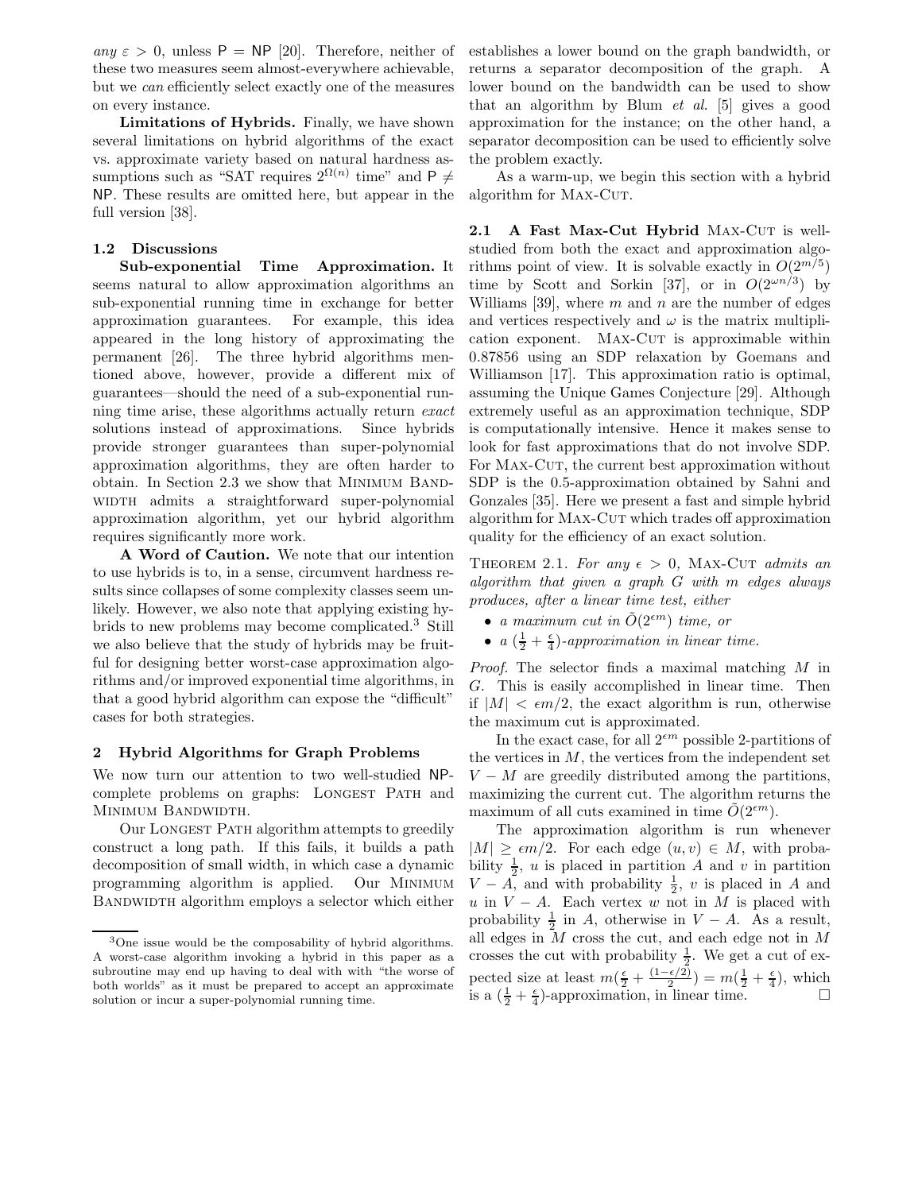*any* $\varepsilon > 0$, unless $\mathsf{P} = \mathsf{NP}$ [20]. Therefore, neither of these two measures seem almost-everywhere achievable, but we *can* efficiently select exactly one of the measures on every instance.

**Limitations of Hybrids.** Finally, we have shown several limitations on hybrid algorithms of the exact vs. approximate variety based on natural hardness assumptions such as "SAT requires $2^{\Omega(n)}$ time" and $\mathsf{P} \neq \mathsf{NP}$. These results are omitted here, but appear in the full version [38].

### 1.2 Discussions

**Sub-exponential Time Approximation.** It seems natural to allow approximation algorithms an sub-exponential running time in exchange for better approximation guarantees. For example, this idea appeared in the long history of approximating the permanent [26]. The three hybrid algorithms mentioned above, however, provide a different mix of guarantees—should the need of a sub-exponential running time arise, these algorithms actually return *exact* solutions instead of approximations. Since hybrids provide stronger guarantees than super-polynomial approximation algorithms, they are often harder to obtain. In Section 2.3 we show that Minimum Bandwidth admits a straightforward super-polynomial approximation algorithm, yet our hybrid algorithm requires significantly more work.

**A Word of Caution.** We note that our intention to use hybrids is to, in a sense, circumvent hardness results since collapses of some complexity classes seem unlikely. However, we also note that applying existing hybrids to new problems may become complicated.[3] Still we also believe that the study of hybrids may be fruitful for designing better worst-case approximation algorithms and/or improved exponential time algorithms, in that a good hybrid algorithm can expose the "difficult" cases for both strategies.

## 2 Hybrid Algorithms for Graph Problems

We now turn our attention to two well-studied NP-complete problems on graphs: Longest Path and Minimum Bandwidth.

Our Longest Path algorithm attempts to greedily construct a long path. If this fails, it builds a path decomposition of small width, in which case a dynamic programming algorithm is applied. Our Minimum Bandwidth algorithm employs a selector which either establishes a lower bound on the graph bandwidth, or returns a separator decomposition of the graph. A lower bound on the bandwidth can be used to show that an algorithm by Blum *et al.* [5] gives a good approximation for the instance; on the other hand, a separator decomposition can be used to efficiently solve the problem exactly.

As a warm-up, we begin this section with a hybrid algorithm for Max-Cut.

### 2.1 A Fast Max-Cut Hybrid

Max-Cut is well-studied from both the exact and approximation algorithms point of view. It is solvable exactly in $O(2^{m/5})$ time by Scott and Sorkin [37], or in $O(2^{\omega n/3})$ by Williams [39], where $m$ and $n$ are the number of edges and vertices respectively and $\omega$ is the matrix multiplication exponent. Max-Cut is approximable within 0.87856 using an SDP relaxation by Goemans and Williamson [17]. This approximation ratio is optimal, assuming the Unique Games Conjecture [29]. Although extremely useful as an approximation technique, SDP is computationally intensive. Hence it makes sense to look for fast approximations that do not involve SDP. For Max-Cut, the current best approximation without SDP is the 0.5-approximation obtained by Sahni and Gonzales [35]. Here we present a fast and simple hybrid algorithm for Max-Cut which trades off approximation quality for the efficiency of an exact solution.

Theorem 2.1. *For any $\epsilon > 0$, Max-Cut admits an algorithm that given a graph $G$ with $m$ edges always produces, after a linear time test, either*

- *a maximum cut in $\tilde{O}(2^{\epsilon m})$ time, or*
- *a $(\frac{1}{2} + \frac{\epsilon}{4})$-approximation in linear time.*

*Proof.* The selector finds a maximal matching $M$ in $G$. This is easily accomplished in linear time. Then if $|M| < \epsilon m/2$, the exact algorithm is run, otherwise the maximum cut is approximated.

In the exact case, for all $2^{\epsilon m}$ possible 2-partitions of the vertices in $M$, the vertices from the independent set $V - M$ are greedily distributed among the partitions, maximizing the current cut. The algorithm returns the maximum of all cuts examined in time $\tilde{O}(2^{\epsilon m})$.

The approximation algorithm is run whenever $|M| \geq \epsilon m/2$. For each edge $(u, v) \in M$, with probability $\frac{1}{2}$, $u$ is placed in partition $A$ and $v$ in partition $V - A$, and with probability $\frac{1}{2}$, $v$ is placed in $A$ and $u$ in $V - A$. Each vertex $w$ not in $M$ is placed with probability $\frac{1}{2}$ in $A$, otherwise in $V - A$. As a result, all edges in $M$ cross the cut, and each edge not in $M$ crosses the cut with probability $\frac{1}{2}$. We get a cut of expected size at least $m(\frac{\epsilon}{2} + \frac{(1-\epsilon/2)}{2}) = m(\frac{1}{2} + \frac{\epsilon}{4})$, which is a $(\frac{1}{2} + \frac{\epsilon}{4})$-approximation, in linear time. □

---

[3] One issue would be the composability of hybrid algorithms. A worst-case algorithm invoking a hybrid in this paper as a subroutine may end up having to deal with with "the worse of both worlds" as it must be prepared to accept an approximate solution or incur a super-polynomial running time.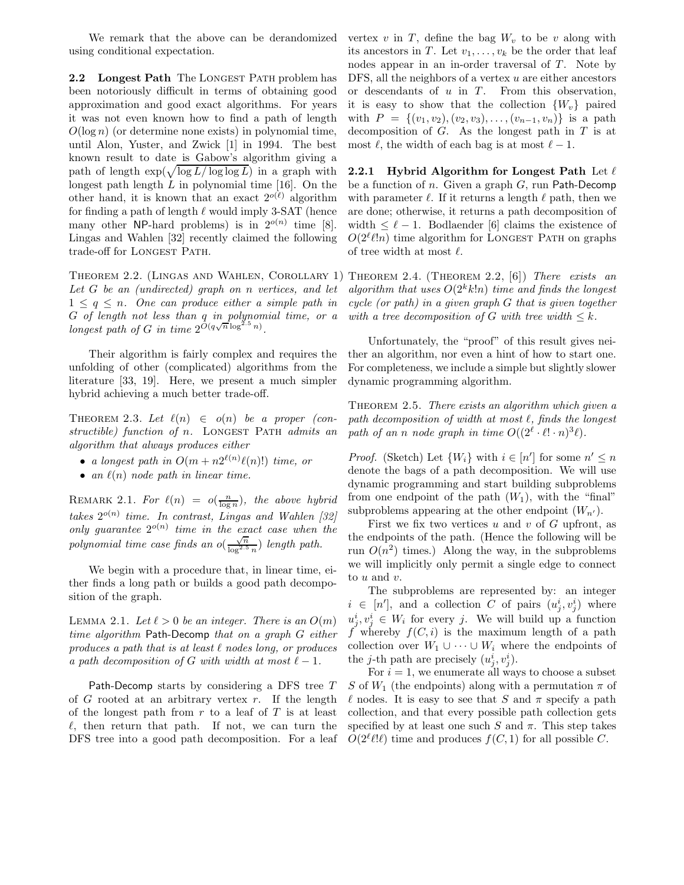We remark that the above can be derandomized using conditional expectation.

### 2.2 Longest Path

The LONGEST PATH problem has been notoriously difficult in terms of obtaining good approximation and good exact algorithms. For years it was not even known how to find a path of length $O(\log n)$ (or determine none exists) in polynomial time, until Alon, Yuster, and Zwick [1] in 1994. The best known result to date is Gabow's algorithm giving a path of length $\exp(\sqrt{\log L / \log \log L})$ in a graph with longest path length $L$ in polynomial time [16]. On the other hand, it is known that an exact $2^{o(\ell)}$ algorithm for finding a path of length $\ell$ would imply 3-SAT (hence many other NP-hard problems) is in $2^{o(n)}$ time [8]. Lingas and Wahlen [32] recently claimed the following trade-off for LONGEST PATH.

THEOREM 2.2. (LINGAS AND WAHLEN, COROLLARY 1) *Let $G$ be an (undirected) graph on $n$ vertices, and let $1 \leq q \leq n$. One can produce either a simple path in $G$ of length not less than $q$ in polynomial time, or a longest path of $G$ in time $2^{O(q\sqrt{n}\log^{2.5} n)}$.*

Their algorithm is fairly complex and requires the unfolding of other (complicated) algorithms from the literature [33, 19]. Here, we present a much simpler hybrid achieving a much better trade-off.

THEOREM 2.3. *Let $\ell(n) \in o(n)$ be a proper (constructible) function of $n$.* LONGEST PATH *admits an algorithm that always produces either*

- *a longest path in $O(m + n2^{\ell(n)}\ell(n)!)$ time, or*
- *an $\ell(n)$ node path in linear time.*

REMARK 2.1. *For $\ell(n) = o(\frac{n}{\log n})$, the above hybrid takes $2^{o(n)}$ time. In contrast, Lingas and Wahlen [32] only guarantee $2^{o(n)}$ time in the exact case when the polynomial time case finds an $o(\frac{\sqrt{n}}{\log^{2.5} n})$ length path.*

We begin with a procedure that, in linear time, either finds a long path or builds a good path decomposition of the graph.

LEMMA 2.1. *Let $\ell > 0$ be an integer. There is an $O(m)$ time algorithm* Path-Decomp *that on a graph $G$ either produces a path that is at least $\ell$ nodes long, or produces a path decomposition of $G$ with width at most $\ell - 1$.*

Path-Decomp starts by considering a DFS tree $T$ of $G$ rooted at an arbitrary vertex $r$. If the length of the longest path from $r$ to a leaf of $T$ is at least $\ell$, then return that path. If not, we can turn the DFS tree into a good path decomposition. For a leaf vertex $v$ in $T$, define the bag $W_v$ to be $v$ along with its ancestors in $T$. Let $v_1, \ldots, v_k$ be the order that leaf nodes appear in an in-order traversal of $T$. Note by DFS, all the neighbors of a vertex $u$ are either ancestors or descendants of $u$ in $T$. From this observation, it is easy to show that the collection $\{W_v\}$ paired with $P = \{(v_1, v_2), (v_2, v_3), \ldots, (v_{n-1}, v_n)\}$ is a path decomposition of $G$. As the longest path in $T$ is at most $\ell$, the width of each bag is at most $\ell - 1$.

#### 2.2.1 Hybrid Algorithm for Longest Path

Let $\ell$ be a function of $n$. Given a graph $G$, run Path-Decomp with parameter $\ell$. If it returns a length $\ell$ path, then we are done; otherwise, it returns a path decomposition of width $\leq \ell - 1$. Bodlaender [6] claims the existence of $O(2^\ell \ell! n)$ time algorithm for LONGEST PATH on graphs of tree width at most $\ell$.

THEOREM 2.4. (THEOREM 2.2, [6]) *There exists an algorithm that uses $O(2^k k! n)$ time and finds the longest cycle (or path) in a given graph $G$ that is given together with a tree decomposition of $G$ with tree width $\leq k$.*

Unfortunately, the "proof" of this result gives neither an algorithm, nor even a hint of how to start one. For completeness, we include a simple but slightly slower dynamic programming algorithm.

THEOREM 2.5. *There exists an algorithm which given a path decomposition of width at most $\ell$, finds the longest path of an $n$ node graph in time $O((2^\ell \cdot \ell! \cdot n)^3 \ell)$.*

*Proof.* (Sketch) Let $\{W_i\}$ with $i \in [n']$ for some $n' \leq n$ denote the bags of a path decomposition. We will use dynamic programming and start building subproblems from one endpoint of the path ($W_1$), with the "final" subproblems appearing at the other endpoint ($W_{n'}$).

First we fix two vertices $u$ and $v$ of $G$ upfront, as the endpoints of the path. (Hence the following will be run $O(n^2)$ times.) Along the way, in the subproblems we will implicitly only permit a single edge to connect to $u$ and $v$.

The subproblems are represented by: an integer $i \in [n']$, and a collection $C$ of pairs $(u_j^i, v_j^i)$ where $u_j^i, v_j^i \in W_i$ for every $j$. We will build up a function $f$ whereby $f(C, i)$ is the maximum length of a path collection over $W_1 \cup \cdots \cup W_i$ where the endpoints of the $j$-th path are precisely $(u_j^i, v_j^i)$.

For $i = 1$, we enumerate all ways to choose a subset $S$ of $W_1$ (the endpoints) along with a permutation $\pi$ of $\ell$ nodes. It is easy to see that $S$ and $\pi$ specify a path collection, and that every possible path collection gets specified by at least one such $S$ and $\pi$. This step takes $O(2^\ell \ell! \ell)$ time and produces $f(C, 1)$ for all possible $C$.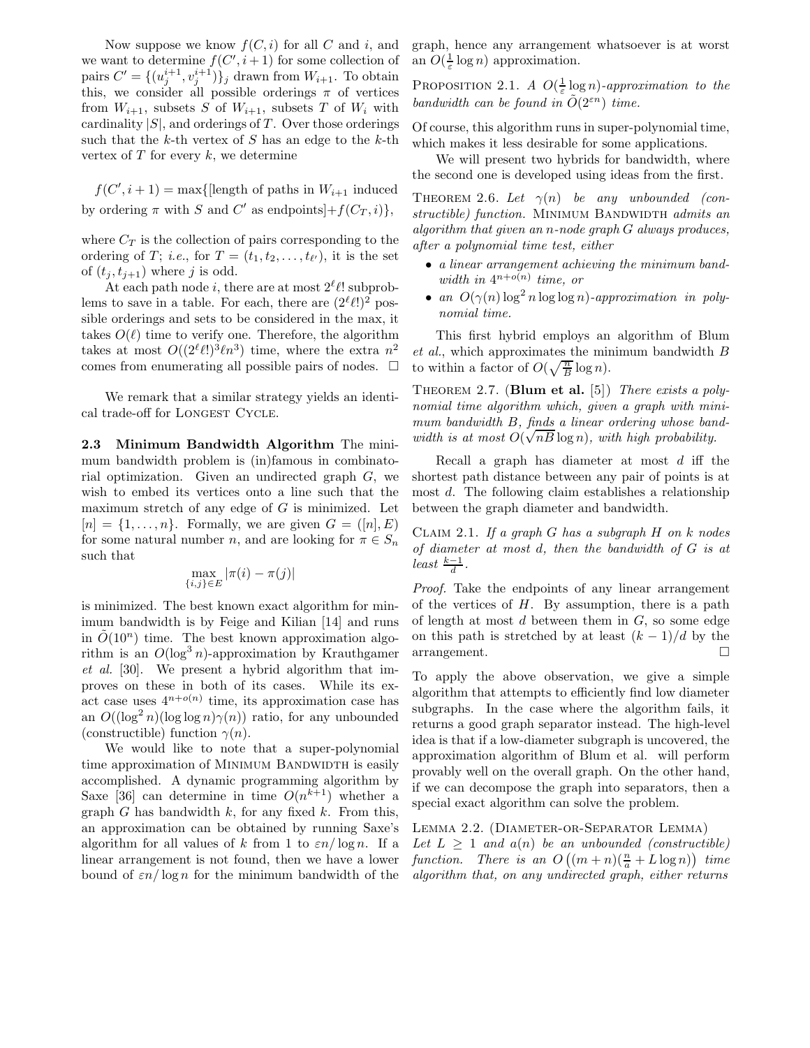Now suppose we know $f(C, i)$ for all $C$ and $i$, and we want to determine $f(C', i+1)$ for some collection of pairs $C' = \{(u_j^{i+1}, v_j^{i+1})\}_j$ drawn from $W_{i+1}$. To obtain this, we consider all possible orderings $\pi$ of vertices from $W_{i+1}$, subsets $S$ of $W_{i+1}$, subsets $T$ of $W_i$ with cardinality $|S|$, and orderings of $T$. Over those orderings such that the $k$-th vertex of $S$ has an edge to the $k$-th vertex of $T$ for every $k$, we determine

$$f(C', i+1) = \max\{[\text{length of paths in } W_{i+1} \text{ induced by ordering } \pi \text{ with } S \text{ and } C' \text{ as endpoints}] + f(C_T, i)\},$$

where $C_T$ is the collection of pairs corresponding to the ordering of $T$; *i.e.*, for $T = (t_1, t_2, \ldots, t_{\ell'})$, it is the set of $(t_j, t_{j+1})$ where $j$ is odd.

At each path node $i$, there are at most $2^\ell \ell!$ subproblems to save in a table. For each, there are $(2^\ell \ell!)^2$ possible orderings and sets to be considered in the max, it takes $O(\ell)$ time to verify one. Therefore, the algorithm takes at most $O((2^\ell \ell!)^3 \ell n^3)$ time, where the extra $n^2$ comes from enumerating all possible pairs of nodes. □

We remark that a similar strategy yields an identical trade-off for Longest Cycle.

### 2.3 Minimum Bandwidth Algorithm

The minimum bandwidth problem is (in)famous in combinatorial optimization. Given an undirected graph $G$, we wish to embed its vertices onto a line such that the maximum stretch of any edge of $G$ is minimized. Let $[n] = \{1, \ldots, n\}$. Formally, we are given $G = ([n], E)$ for some natural number $n$, and are looking for $\pi \in S_n$ such that

$$\max_{\{i,j\} \in E} |\pi(i) - \pi(j)|$$

is minimized. The best known exact algorithm for minimum bandwidth is by Feige and Kilian [14] and runs in $\tilde{O}(10^n)$ time. The best known approximation algorithm is an $O(\log^3 n)$-approximation by Krauthgamer *et al.* [30]. We present a hybrid algorithm that improves on these in both of its cases. While its exact case uses $4^{n+o(n)}$ time, its approximation case has an $O((\log^2 n)(\log \log n)\gamma(n))$ ratio, for any unbounded (constructible) function $\gamma(n)$.

We would like to note that a super-polynomial time approximation of Minimum Bandwidth is easily accomplished. A dynamic programming algorithm by Saxe [36] can determine in time $O(n^{k+1})$ whether a graph $G$ has bandwidth $k$, for any fixed $k$. From this, an approximation can be obtained by running Saxe's algorithm for all values of $k$ from 1 to $\varepsilon n / \log n$. If a linear arrangement is not found, then we have a lower bound of $\varepsilon n / \log n$ for the minimum bandwidth of the graph, hence any arrangement whatsoever is at worst an $O(\frac{1}{\varepsilon} \log n)$ approximation.

Proposition 2.1. *A $O(\frac{1}{\varepsilon} \log n)$-approximation to the bandwidth can be found in $\tilde{O}(2^{\varepsilon n})$ time.*

Of course, this algorithm runs in super-polynomial time, which makes it less desirable for some applications.

We will present two hybrids for bandwidth, where the second one is developed using ideas from the first.

Theorem 2.6. *Let $\gamma(n)$ be any unbounded (constructible) function. Minimum Bandwidth admits an algorithm that given an $n$-node graph $G$ always produces, after a polynomial time test, either*

- *a linear arrangement achieving the minimum bandwidth in $4^{n+o(n)}$ time, or*
- *an $O(\gamma(n) \log^2 n \log \log n)$-approximation in polynomial time.*

This first hybrid employs an algorithm of Blum *et al.*, which approximates the minimum bandwidth $B$ to within a factor of $O(\sqrt{\frac{n}{B}} \log n)$.

Theorem 2.7. (**Blum et al.** [5]) *There exists a polynomial time algorithm which, given a graph with minimum bandwidth $B$, finds a linear ordering whose bandwidth is at most $O(\sqrt{nB} \log n)$, with high probability.*

Recall a graph has diameter at most $d$ iff the shortest path distance between any pair of points is at most $d$. The following claim establishes a relationship between the graph diameter and bandwidth.

Claim 2.1. *If a graph $G$ has a subgraph $H$ on $k$ nodes of diameter at most $d$, then the bandwidth of $G$ is at least $\frac{k-1}{d}$.*

*Proof.* Take the endpoints of any linear arrangement of the vertices of $H$. By assumption, there is a path of length at most $d$ between them in $G$, so some edge on this path is stretched by at least $(k-1)/d$ by the arrangement. □

To apply the above observation, we give a simple algorithm that attempts to efficiently find low diameter subgraphs. In the case where the algorithm fails, it returns a good graph separator instead. The high-level idea is that if a low-diameter subgraph is uncovered, the approximation algorithm of Blum et al. will perform provably well on the overall graph. On the other hand, if we can decompose the graph into separators, then a special exact algorithm can solve the problem.

Lemma 2.2. (Diameter-or-Separator Lemma) *Let $L \geq 1$ and $a(n)$ be an unbounded (constructible) function. There is an $O\left((m+n)(\frac{n}{a} + L \log n)\right)$ time algorithm that, on any undirected graph, either returns*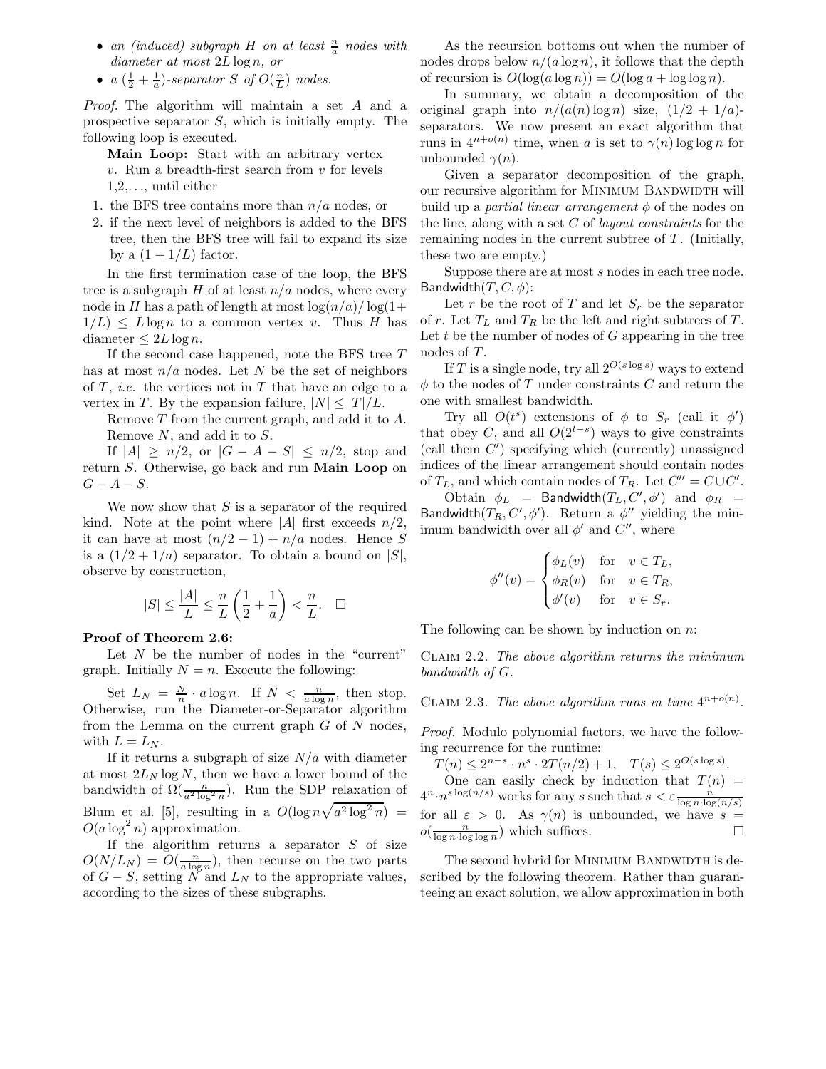- *an (induced) subgraph $H$ on at least $\frac{n}{a}$ nodes with diameter at most $2L\log n$, or*
- *a $(\frac{1}{2}+\frac{1}{a})$-separator $S$ of $O(\frac{n}{L})$ nodes.*

*Proof.* The algorithm will maintain a set $A$ and a prospective separator $S$, which is initially empty. The following loop is executed.

**Main Loop:** Start with an arbitrary vertex $v$. Run a breadth-first search from $v$ for levels 1,2,..., until either

1. the BFS tree contains more than $n/a$ nodes, or
2. if the next level of neighbors is added to the BFS tree, then the BFS tree will fail to expand its size by a $(1+1/L)$ factor.

In the first termination case of the loop, the BFS tree is a subgraph $H$ of at least $n/a$ nodes, where every node in $H$ has a path of length at most $\log(n/a)/\log(1+1/L) \le L\log n$ to a common vertex $v$. Thus $H$ has diameter $\le 2L\log n$.

If the second case happened, note the BFS tree $T$ has at most $n/a$ nodes. Let $N$ be the set of neighbors of $T$, *i.e.* the vertices not in $T$ that have an edge to a vertex in $T$. By the expansion failure, $|N| \le |T|/L$.

Remove $T$ from the current graph, and add it to $A$. Remove $N$, and add it to $S$.

If $|A| \ge n/2$, or $|G-A-S| \le n/2$, stop and return $S$. Otherwise, go back and run **Main Loop** on $G-A-S$.

We now show that $S$ is a separator of the required kind. Note at the point where $|A|$ first exceeds $n/2$, it can have at most $(n/2-1)+n/a$ nodes. Hence $S$ is a $(1/2+1/a)$ separator. To obtain a bound on $|S|$, observe by construction,

$$|S| \le \frac{|A|}{L} \le \frac{n}{L}\left(\frac{1}{2}+\frac{1}{a}\right) < \frac{n}{L}. \quad \square$$

**Proof of Theorem 2.6:**

Let $N$ be the number of nodes in the "current" graph. Initially $N=n$. Execute the following:

Set $L_N = \frac{N}{n}\cdot a\log n$. If $N < \frac{n}{a\log n}$, then stop. Otherwise, run the Diameter-or-Separator algorithm from the Lemma on the current graph $G$ of $N$ nodes, with $L = L_N$.

If it returns a subgraph of size $N/a$ with diameter at most $2L_N\log N$, then we have a lower bound of the bandwidth of $\Omega(\frac{n}{a^2\log^2 n})$. Run the SDP relaxation of Blum et al. [5], resulting in a $O(\log n\sqrt{a^2\log^2 n}) = O(a\log^2 n)$ approximation.

If the algorithm returns a separator $S$ of size $O(N/L_N) = O(\frac{n}{a\log n})$, then recurse on the two parts of $G-S$, setting $N$ and $L_N$ to the appropriate values, according to the sizes of these subgraphs.

As the recursion bottoms out when the number of nodes drops below $n/(a\log n)$, it follows that the depth of recursion is $O(\log(a\log n)) = O(\log a + \log\log n)$.

In summary, we obtain a decomposition of the original graph into $n/(a(n)\log n)$ size, $(1/2+1/a)$-separators. We now present an exact algorithm that runs in $4^{n+o(n)}$ time, when $a$ is set to $\gamma(n)\log\log n$ for unbounded $\gamma(n)$.

Given a separator decomposition of the graph, our recursive algorithm for Minimum Bandwidth will build up a *partial linear arrangement* $\phi$ of the nodes on the line, along with a set $C$ of *layout constraints* for the remaining nodes in the current subtree of $T$. (Initially, these two are empty.)

Suppose there are at most $s$ nodes in each tree node. $\mathsf{Bandwidth}(T, C, \phi)$:

Let $r$ be the root of $T$ and let $S_r$ be the separator of $r$. Let $T_L$ and $T_R$ be the left and right subtrees of $T$. Let $t$ be the number of nodes of $G$ appearing in the tree nodes of $T$.

If $T$ is a single node, try all $2^{O(s\log s)}$ ways to extend $\phi$ to the nodes of $T$ under constraints $C$ and return the one with smallest bandwidth.

Try all $O(t^s)$ extensions of $\phi$ to $S_r$ (call it $\phi'$) that obey $C$, and all $O(2^{t-s})$ ways to give constraints (call them $C'$) specifying which (currently) unassigned indices of the linear arrangement should contain nodes of $T_L$, and which contain nodes of $T_R$. Let $C'' = C\cup C'$.

Obtain $\phi_L = \mathsf{Bandwidth}(T_L, C', \phi')$ and $\phi_R = \mathsf{Bandwidth}(T_R, C', \phi')$. Return a $\phi''$ yielding the minimum bandwidth over all $\phi'$ and $C''$, where

$$\phi''(v) = \begin{cases} \phi_L(v) & \text{for} \quad v \in T_L, \\ \phi_R(v) & \text{for} \quad v \in T_R, \\ \phi'(v) & \text{for} \quad v \in S_r. \end{cases}$$

The following can be shown by induction on $n$:

Claim 2.2. *The above algorithm returns the minimum bandwidth of $G$.*

Claim 2.3. *The above algorithm runs in time $4^{n+o(n)}$.*

*Proof.* Modulo polynomial factors, we have the following recurrence for the runtime:

$T(n) \le 2^{n-s}\cdot n^s \cdot 2T(n/2)+1, \quad T(s) \le 2^{O(s\log s)}$.

One can easily check by induction that $T(n) = 4^n \cdot n^{s\log(n/s)}$ works for any $s$ such that $s < \varepsilon\frac{n}{\log n\cdot\log(n/s)}$ for all $\varepsilon > 0$. As $\gamma(n)$ is unbounded, we have $s = o(\frac{n}{\log n\cdot\log\log n})$ which suffices. $\square$

The second hybrid for Minimum Bandwidth is described by the following theorem. Rather than guaranteeing an exact solution, we allow approximation in both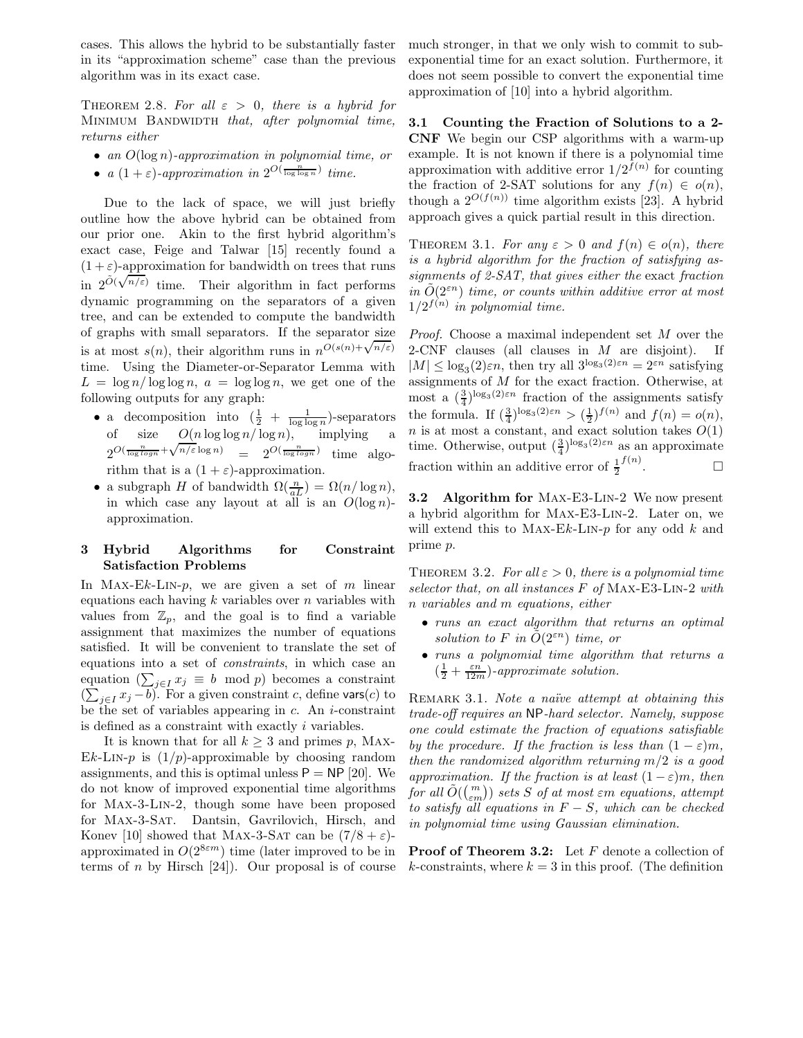cases. This allows the hybrid to be substantially faster in its "approximation scheme" case than the previous algorithm was in its exact case.

THEOREM 2.8. *For all $\varepsilon > 0$, there is a hybrid for* MINIMUM BANDWIDTH *that, after polynomial time, returns either*

- *an $O(\log n)$-approximation in polynomial time, or*
- *a $(1+\varepsilon)$-approximation in $2^{O(\frac{n}{\log\log n})}$ time.*

Due to the lack of space, we will just briefly outline how the above hybrid can be obtained from our prior one. Akin to the first hybrid algorithm's exact case, Feige and Talwar [15] recently found a $(1+\varepsilon)$-approximation for bandwidth on trees that runs in $2^{\tilde{O}(\sqrt{n/\varepsilon})}$ time. Their algorithm in fact performs dynamic programming on the separators of a given tree, and can be extended to compute the bandwidth of graphs with small separators. If the separator size is at most $s(n)$, their algorithm runs in $n^{O(s(n)+\sqrt{n/\varepsilon})}$ time. Using the Diameter-or-Separator Lemma with $L = \log n/\log\log n$, $a = \log\log n$, we get one of the following outputs for any graph:

- a decomposition into $(\frac{1}{2} + \frac{1}{\log\log n})$-separators of size $O(n \log\log n/\log n)$, implying a $2^{O(\frac{n}{\log logn}+\sqrt{n/\varepsilon}\log n)} = 2^{O(\frac{n}{\log logn})}$ time algorithm that is a $(1+\varepsilon)$-approximation.
- a subgraph $H$ of bandwidth $\Omega(\frac{n}{aL}) = \Omega(n/\log n)$, in which case any layout at all is an $O(\log n)$-approximation.

## 3 Hybrid Algorithms for Constraint Satisfaction Problems

In MAX-E$k$-LIN-$p$, we are given a set of $m$ linear equations each having $k$ variables over $n$ variables with values from $\mathbb{Z}_p$, and the goal is to find a variable assignment that maximizes the number of equations satisfied. It will be convenient to translate the set of equations into a set of *constraints*, in which case an equation $(\sum_{j\in I} x_j \equiv b \mod p)$ becomes a constraint $(\sum_{j\in I} x_j - b)$. For a given constraint $c$, define $\mathsf{vars}(c)$ to be the set of variables appearing in $c$. An $i$-constraint is defined as a constraint with exactly $i$ variables.

It is known that for all $k \geq 3$ and primes $p$, MAX-E$k$-LIN-$p$ is $(1/p)$-approximable by choosing random assignments, and this is optimal unless $\mathsf{P} = \mathsf{NP}$ [20]. We do not know of improved exponential time algorithms for MAX-3-LIN-2, though some have been proposed for MAX-3-SAT. Dantsin, Gavrilovich, Hirsch, and Konev [10] showed that MAX-3-SAT can be $(7/8+\varepsilon)$-approximated in $O(2^{8\varepsilon m})$ time (later improved to be in terms of $n$ by Hirsch [24]). Our proposal is of course much stronger, in that we only wish to commit to sub-exponential time for an exact solution. Furthermore, it does not seem possible to convert the exponential time approximation of [10] into a hybrid algorithm.

### 3.1 Counting the Fraction of Solutions to a 2-CNF

We begin our CSP algorithms with a warm-up example. It is not known if there is a polynomial time approximation with additive error $1/2^{f(n)}$ for counting the fraction of 2-SAT solutions for any $f(n) \in o(n)$, though a $2^{O(f(n))}$ time algorithm exists [23]. A hybrid approach gives a quick partial result in this direction.

THEOREM 3.1. *For any $\varepsilon > 0$ and $f(n) \in o(n)$, there is a hybrid algorithm for the fraction of satisfying assignments of 2-SAT, that gives either the* exact *fraction in $\tilde{O}(2^{\varepsilon n})$ time, or counts within additive error at most $1/2^{f(n)}$ in polynomial time.*

*Proof.* Choose a maximal independent set $M$ over the 2-CNF clauses (all clauses in $M$ are disjoint). If $|M| \leq \log_3(2)\varepsilon n$, then try all $3^{\log_3(2)\varepsilon n} = 2^{\varepsilon n}$ satisfying assignments of $M$ for the exact fraction. Otherwise, at most a $(\frac{3}{4})^{\log_3(2)\varepsilon n}$ fraction of the assignments satisfy the formula. If $(\frac{3}{4})^{\log_3(2)\varepsilon n} > (\frac{1}{2})^{f(n)}$ and $f(n) = o(n)$, $n$ is at most a constant, and exact solution takes $O(1)$ time. Otherwise, output $(\frac{3}{4})^{\log_3(2)\varepsilon n}$ as an approximate fraction within an additive error of $\frac{1}{2}^{f(n)}$. $\square$

### 3.2 Algorithm for MAX-E3-LIN-2

We now present a hybrid algorithm for MAX-E3-LIN-2. Later on, we will extend this to MAX-E$k$-LIN-$p$ for any odd $k$ and prime $p$.

THEOREM 3.2. *For all $\varepsilon > 0$, there is a polynomial time selector that, on all instances $F$ of* MAX-E3-LIN-2 *with $n$ variables and $m$ equations, either*

- *runs an exact algorithm that returns an optimal solution to $F$ in $\tilde{O}(2^{\varepsilon n})$ time, or*
- *runs a polynomial time algorithm that returns a $(\frac{1}{2} + \frac{\varepsilon n}{12m})$-approximate solution.*

REMARK 3.1. *Note a naïve attempt at obtaining this trade-off requires an* $\mathsf{NP}$*-hard selector. Namely, suppose one could estimate the fraction of equations satisfiable by the procedure. If the fraction is less than $(1-\varepsilon)m$, then the randomized algorithm returning $m/2$ is a good approximation. If the fraction is at least $(1-\varepsilon)m$, then for all $\tilde{O}(\binom{m}{\varepsilon m})$ sets $S$ of at most $\varepsilon m$ equations, attempt to satisfy all equations in $F - S$, which can be checked in polynomial time using Gaussian elimination.*

**Proof of Theorem 3.2:** Let $F$ denote a collection of $k$-constraints, where $k = 3$ in this proof. (The definition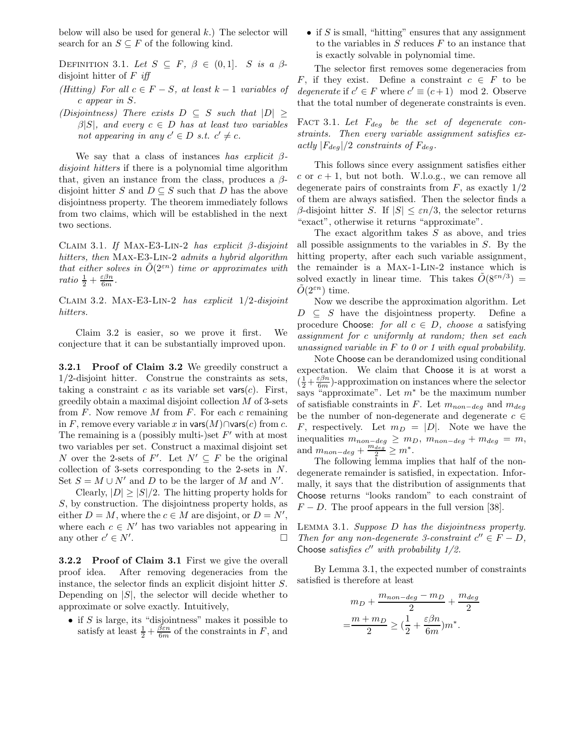below will also be used for general $k$.) The selector will search for an $S \subseteq F$ of the following kind.

DEFINITION 3.1. *Let $S \subseteq F$, $\beta \in (0,1]$. $S$ is a $\beta$-*disjoint hitter *of $F$ iff*

*(Hitting) For all $c \in F - S$, at least $k-1$ variables of $c$ appear in $S$.*

*(Disjointness) There exists $D \subseteq S$ such that $|D| \geq \beta|S|$, and every $c \in D$ has at least two variables not appearing in any $c' \in D$ s.t. $c' \neq c$.*

We say that a class of instances *has explicit $\beta$-disjoint hitters* if there is a polynomial time algorithm that, given an instance from the class, produces a $\beta$-disjoint hitter $S$ and $D \subseteq S$ such that $D$ has the above disjointness property. The theorem immediately follows from two claims, which will be established in the next two sections.

CLAIM 3.1. *If* MAX-E3-LIN-2 *has explicit $\beta$-disjoint hitters, then* MAX-E3-LIN-2 *admits a hybrid algorithm that either solves in $\tilde{O}(2^{\varepsilon n})$ time or approximates with ratio $\frac{1}{2} + \frac{\varepsilon \beta n}{6m}$.*

CLAIM 3.2. MAX-E3-LIN-2 *has explicit 1/2-disjoint hitters.*

Claim 3.2 is easier, so we prove it first. We conjecture that it can be substantially improved upon.

**3.2.1 Proof of Claim 3.2** We greedily construct a 1/2-disjoint hitter. Construe the constraints as sets, taking a constraint $c$ as its variable set $\mathsf{vars}(c)$. First, greedily obtain a maximal disjoint collection $M$ of 3-sets from $F$. Now remove $M$ from $F$. For each $c$ remaining in $F$, remove every variable $x$ in $\mathsf{vars}(M) \cap \mathsf{vars}(c)$ from $c$. The remaining is a (possibly multi-)set $F'$ with at most two variables per set. Construct a maximal disjoint set $N$ over the 2-sets of $F'$. Let $N' \subseteq F$ be the original collection of 3-sets corresponding to the 2-sets in $N$. Set $S = M \cup N'$ and $D$ to be the larger of $M$ and $N'$.

Clearly, $|D| \geq |S|/2$. The hitting property holds for $S$, by construction. The disjointness property holds, as either $D = M$, where the $c \in M$ are disjoint, or $D = N'$, where each $c \in N'$ has two variables not appearing in any other $c' \in N'$. □

**3.2.2 Proof of Claim 3.1** First we give the overall proof idea. After removing degeneracies from the instance, the selector finds an explicit disjoint hitter $S$. Depending on $|S|$, the selector will decide whether to approximate or solve exactly. Intuitively,

- if $S$ is large, its "disjointness" makes it possible to satisfy at least $\frac{1}{2} + \frac{\beta \varepsilon n}{6m}$ of the constraints in $F$, and
- if $S$ is small, "hitting" ensures that any assignment to the variables in $S$ reduces $F$ to an instance that is exactly solvable in polynomial time.

The selector first removes some degeneracies from $F$, if they exist. Define a constraint $c \in F$ to be *degenerate* if $c' \in F$ where $c' \equiv (c+1) \mod 2$. Observe that the total number of degenerate constraints is even.

FACT 3.1. *Let $F_{deg}$ be the set of degenerate constraints. Then every variable assignment satisfies exactly $|F_{deg}|/2$ constraints of $F_{deg}$.*

This follows since every assignment satisfies either $c$ or $c+1$, but not both. W.l.o.g., we can remove all degenerate pairs of constraints from $F$, as exactly 1/2 of them are always satisfied. Then the selector finds a $\beta$-disjoint hitter $S$. If $|S| \leq \varepsilon n/3$, the selector returns "exact", otherwise it returns "approximate".

The exact algorithm takes $S$ as above, and tries all possible assignments to the variables in $S$. By the hitting property, after each such variable assignment, the remainder is a MAX-1-LIN-2 instance which is solved exactly in linear time. This takes $\tilde{O}(8^{\varepsilon n/3}) = \tilde{O}(2^{\varepsilon n})$ time.

Now we describe the approximation algorithm. Let $D \subseteq S$ have the disjointness property. Define a procedure $\mathsf{Choose}$: *for all $c \in D$, choose a satisfying assignment for $c$ uniformly at random; then set each unassigned variable in $F$ to 0 or 1 with equal probability.*

Note $\mathsf{Choose}$ can be derandomized using conditional expectation. We claim that $\mathsf{Choose}$ it is at worst a $(\frac{1}{2} + \frac{\varepsilon \beta n}{6m})$-approximation on instances where the selector says "approximate". Let $m^*$ be the maximum number of satisfiable constraints in $F$. Let $m_{non-deg}$ and $m_{deg}$ be the number of non-degenerate and degenerate $c \in F$, respectively. Let $m_D = |D|$. Note we have the inequalities $m_{non-deg} \geq m_D$, $m_{non-deg} + m_{deg} = m$, and $m_{non-deg} + \frac{m_{deg}}{2} \geq m^*$.

The following lemma implies that half of the non-degenerate remainder is satisfied, in expectation. Informally, it says that the distribution of assignments that $\mathsf{Choose}$ returns "looks random" to each constraint of $F - D$. The proof appears in the full version [38].

LEMMA 3.1. *Suppose $D$ has the disjointness property. Then for any non-degenerate 3-constraint $c'' \in F - D$, $\mathsf{Choose}$ satisfies $c''$ with probability 1/2.*

By Lemma 3.1, the expected number of constraints satisfied is therefore at least

$$
\begin{aligned}
& m_D + \frac{m_{non-deg} - m_D}{2} + \frac{m_{deg}}{2} \\
= & \frac{m + m_D}{2} \geq \left(\frac{1}{2} + \frac{\varepsilon \beta n}{6m}\right) m^*.
\end{aligned}
$$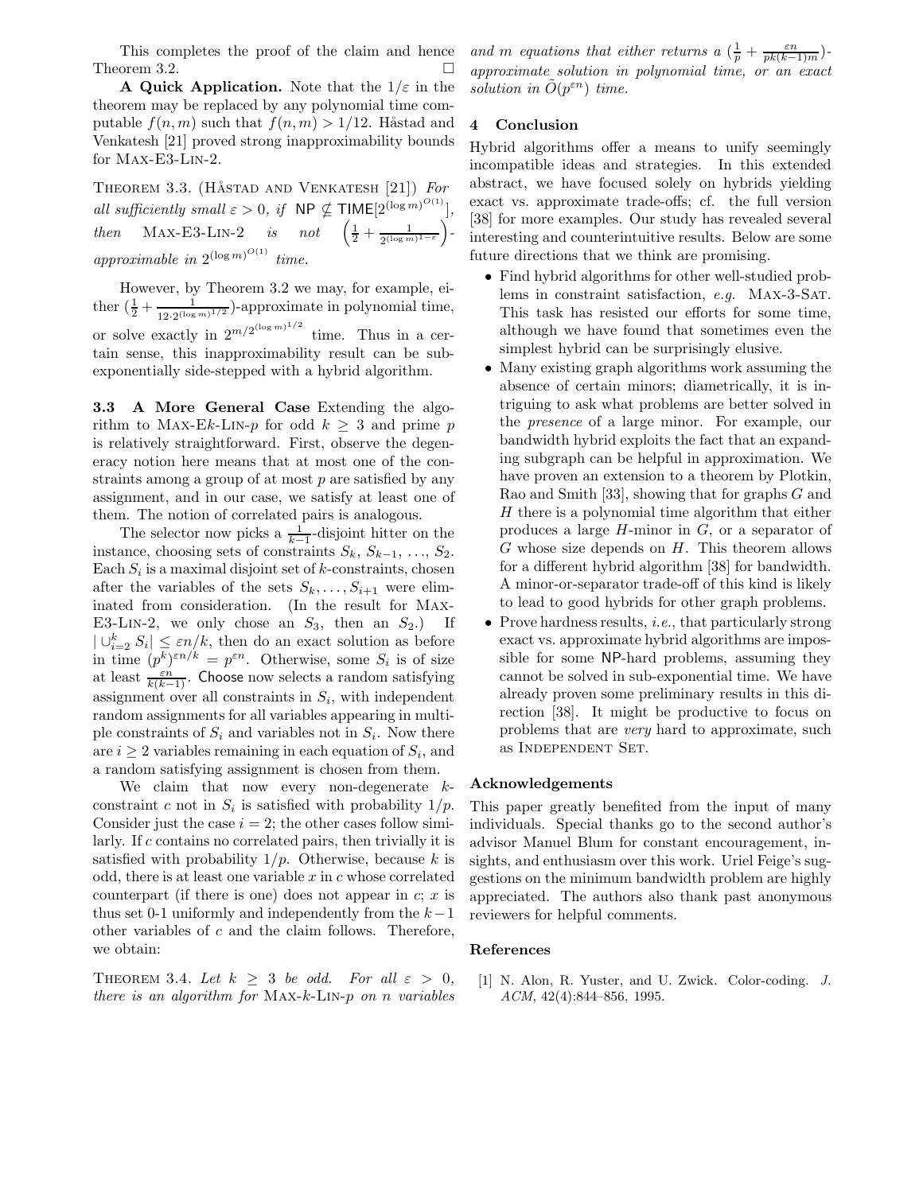This completes the proof of the claim and hence Theorem 3.2. □

**A Quick Application.** Note that the $1/\varepsilon$ in the theorem may be replaced by any polynomial time computable $f(n,m)$ such that $f(n,m) > 1/12$. Håstad and Venkatesh [21] proved strong inapproximability bounds for Max-E3-Lin-2.

Theorem 3.3. (Håstad and Venkatesh [21]) *For all sufficiently small $\varepsilon > 0$, if $\mathsf{NP} \not\subseteq \mathsf{TIME}[2^{(\log m)^{O(1)}}]$, then Max-E3-Lin-2 is not $\left(\frac{1}{2} + \frac{1}{2^{(\log m)^{1-\varepsilon}}}\right)$-approximable in $2^{(\log m)^{O(1)}}$ time.*

However, by Theorem 3.2 we may, for example, either $(\frac{1}{2} + \frac{1}{12 \cdot 2^{(\log m)^{1/2}}})$-approximate in polynomial time, or solve exactly in $2^{m/2^{(\log m)^{1/2}}}$ time. Thus in a certain sense, this inapproximability result can be sub-exponentially side-stepped with a hybrid algorithm.

**3.3 A More General Case** Extending the algorithm to Max-E$k$-Lin-$p$ for odd $k \geq 3$ and prime $p$ is relatively straightforward. First, observe the degeneracy notion here means that at most one of the constraints among a group of at most $p$ are satisfied by any assignment, and in our case, we satisfy at least one of them. The notion of correlated pairs is analogous.

The selector now picks a $\frac{1}{k-1}$-disjoint hitter on the instance, choosing sets of constraints $S_k$, $S_{k-1}$, $\ldots$, $S_2$. Each $S_i$ is a maximal disjoint set of $k$-constraints, chosen after the variables of the sets $S_k, \ldots, S_{i+1}$ were eliminated from consideration. (In the result for Max-E3-Lin-2, we only chose an $S_3$, then an $S_2$.) If $|\cup_{i=2}^{k} S_i| \leq \varepsilon n/k$, then do an exact solution as before in time $(p^k)^{\varepsilon n/k} = p^{\varepsilon n}$. Otherwise, some $S_i$ is of size at least $\frac{\varepsilon n}{k(k-1)}$. Choose now selects a random satisfying assignment over all constraints in $S_i$, with independent random assignments for all variables appearing in multiple constraints of $S_i$ and variables not in $S_i$. Now there are $i \geq 2$ variables remaining in each equation of $S_i$, and a random satisfying assignment is chosen from them.

We claim that now every non-degenerate $k$-constraint $c$ not in $S_i$ is satisfied with probability $1/p$. Consider just the case $i = 2$; the other cases follow similarly. If $c$ contains no correlated pairs, then trivially it is satisfied with probability $1/p$. Otherwise, because $k$ is odd, there is at least one variable $x$ in $c$ whose correlated counterpart (if there is one) does not appear in $c$; $x$ is thus set 0-1 uniformly and independently from the $k-1$ other variables of $c$ and the claim follows. Therefore, we obtain:

Theorem 3.4. *Let $k \geq 3$ be odd. For all $\varepsilon > 0$, there is an algorithm for Max-$k$-Lin-$p$ on $n$ variables and $m$ equations that either returns a $(\frac{1}{p} + \frac{\varepsilon n}{pk(k-1)m})$-approximate solution in polynomial time, or an exact solution in $\tilde{O}(p^{\varepsilon n})$ time.*

## 4 Conclusion

Hybrid algorithms offer a means to unify seemingly incompatible ideas and strategies. In this extended abstract, we have focused solely on hybrids yielding exact vs. approximate trade-offs; cf. the full version [38] for more examples. Our study has revealed several interesting and counterintuitive results. Below are some future directions that we think are promising.

- Find hybrid algorithms for other well-studied problems in constraint satisfaction, *e.g.* Max-3-Sat. This task has resisted our efforts for some time, although we have found that sometimes even the simplest hybrid can be surprisingly elusive.
- Many existing graph algorithms work assuming the absence of certain minors; diametrically, it is intriguing to ask what problems are better solved in the *presence* of a large minor. For example, our bandwidth hybrid exploits the fact that an expanding subgraph can be helpful in approximation. We have proven an extension to a theorem by Plotkin, Rao and Smith [33], showing that for graphs $G$ and $H$ there is a polynomial time algorithm that either produces a large $H$-minor in $G$, or a separator of $G$ whose size depends on $H$. This theorem allows for a different hybrid algorithm [38] for bandwidth. A minor-or-separator trade-off of this kind is likely to lead to good hybrids for other graph problems.
- Prove hardness results, *i.e.*, that particularly strong exact vs. approximate hybrid algorithms are impossible for some NP-hard problems, assuming they cannot be solved in sub-exponential time. We have already proven some preliminary results in this direction [38]. It might be productive to focus on problems that are *very* hard to approximate, such as Independent Set.

### Acknowledgements

This paper greatly benefited from the input of many individuals. Special thanks go to the second author's advisor Manuel Blum for constant encouragement, insights, and enthusiasm over this work. Uriel Feige's suggestions on the minimum bandwidth problem are highly appreciated. The authors also thank past anonymous reviewers for helpful comments.

### References

[1] N. Alon, R. Yuster, and U. Zwick. Color-coding. *J. ACM*, 42(4):844–856, 1995.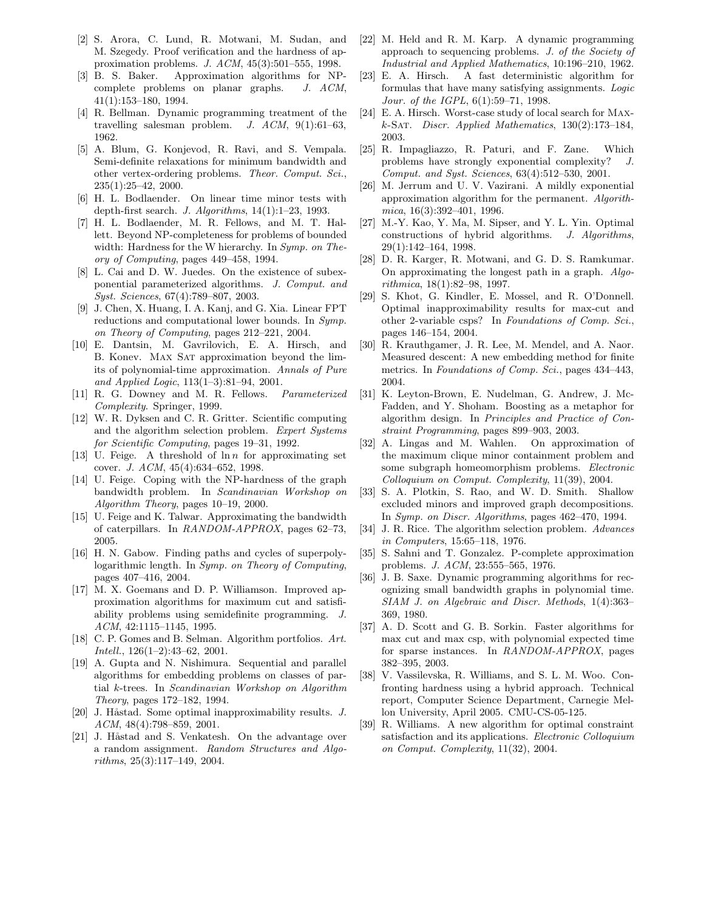[2] S. Arora, C. Lund, R. Motwani, M. Sudan, and M. Szegedy. Proof verification and the hardness of approximation problems. *J. ACM*, 45(3):501–555, 1998.

[3] B. S. Baker. Approximation algorithms for NP-complete problems on planar graphs. *J. ACM*, 41(1):153–180, 1994.

[4] R. Bellman. Dynamic programming treatment of the travelling salesman problem. *J. ACM*, 9(1):61–63, 1962.

[5] A. Blum, G. Konjevod, R. Ravi, and S. Vempala. Semi-definite relaxations for minimum bandwidth and other vertex-ordering problems. *Theor. Comput. Sci.*, 235(1):25–42, 2000.

[6] H. L. Bodlaender. On linear time minor tests with depth-first search. *J. Algorithms*, 14(1):1–23, 1993.

[7] H. L. Bodlaender, M. R. Fellows, and M. T. Hallett. Beyond NP-completeness for problems of bounded width: Hardness for the W hierarchy. In *Symp. on Theory of Computing*, pages 449–458, 1994.

[8] L. Cai and D. W. Juedes. On the existence of subexponential parameterized algorithms. *J. Comput. and Syst. Sciences*, 67(4):789–807, 2003.

[9] J. Chen, X. Huang, I. A. Kanj, and G. Xia. Linear FPT reductions and computational lower bounds. In *Symp. on Theory of Computing*, pages 212–221, 2004.

[10] E. Dantsin, M. Gavrilovich, E. A. Hirsch, and B. Konev. Max Sat approximation beyond the limits of polynomial-time approximation. *Annals of Pure and Applied Logic*, 113(1–3):81–94, 2001.

[11] R. G. Downey and M. R. Fellows. *Parameterized Complexity*. Springer, 1999.

[12] W. R. Dyksen and C. R. Gritter. Scientific computing and the algorithm selection problem. *Expert Systems for Scientific Computing*, pages 19–31, 1992.

[13] U. Feige. A threshold of $\ln n$ for approximating set cover. *J. ACM*, 45(4):634–652, 1998.

[14] U. Feige. Coping with the NP-hardness of the graph bandwidth problem. In *Scandinavian Workshop on Algorithm Theory*, pages 10–19, 2000.

[15] U. Feige and K. Talwar. Approximating the bandwidth of caterpillars. In *RANDOM-APPROX*, pages 62–73, 2005.

[16] H. N. Gabow. Finding paths and cycles of superpolylogarithmic length. In *Symp. on Theory of Computing*, pages 407–416, 2004.

[17] M. X. Goemans and D. P. Williamson. Improved approximation algorithms for maximum cut and satisfiability problems using semidefinite programming. *J. ACM*, 42:1115–1145, 1995.

[18] C. P. Gomes and B. Selman. Algorithm portfolios. *Art. Intell.*, 126(1–2):43–62, 2001.

[19] A. Gupta and N. Nishimura. Sequential and parallel algorithms for embedding problems on classes of partial k-trees. In *Scandinavian Workshop on Algorithm Theory*, pages 172–182, 1994.

[20] J. Håstad. Some optimal inapproximability results. *J. ACM*, 48(4):798–859, 2001.

[21] J. Håstad and S. Venkatesh. On the advantage over a random assignment. *Random Structures and Algorithms*, 25(3):117–149, 2004.

[22] M. Held and R. M. Karp. A dynamic programming approach to sequencing problems. *J. of the Society of Industrial and Applied Mathematics*, 10:196–210, 1962.

[23] E. A. Hirsch. A fast deterministic algorithm for formulas that have many satisfying assignments. *Logic Jour. of the IGPL*, 6(1):59–71, 1998.

[24] E. A. Hirsch. Worst-case study of local search for Max-$k$-Sat. *Discr. Applied Mathematics*, 130(2):173–184, 2003.

[25] R. Impagliazzo, R. Paturi, and F. Zane. Which problems have strongly exponential complexity? *J. Comput. and Syst. Sciences*, 63(4):512–530, 2001.

[26] M. Jerrum and U. V. Vazirani. A mildly exponential approximation algorithm for the permanent. *Algorithmica*, 16(3):392–401, 1996.

[27] M.-Y. Kao, Y. Ma, M. Sipser, and Y. L. Yin. Optimal constructions of hybrid algorithms. *J. Algorithms*, 29(1):142–164, 1998.

[28] D. R. Karger, R. Motwani, and G. D. S. Ramkumar. On approximating the longest path in a graph. *Algorithmica*, 18(1):82–98, 1997.

[29] S. Khot, G. Kindler, E. Mossel, and R. O'Donnell. Optimal inapproximability results for max-cut and other 2-variable csps? In *Foundations of Comp. Sci.*, pages 146–154, 2004.

[30] R. Krauthgamer, J. R. Lee, M. Mendel, and A. Naor. Measured descent: A new embedding method for finite metrics. In *Foundations of Comp. Sci.*, pages 434–443, 2004.

[31] K. Leyton-Brown, E. Nudelman, G. Andrew, J. McFadden, and Y. Shoham. Boosting as a metaphor for algorithm design. In *Principles and Practice of Constraint Programming*, pages 899–903, 2003.

[32] A. Lingas and M. Wahlen. On approximation of the maximum clique minor containment problem and some subgraph homeomorphism problems. *Electronic Colloquium on Comput. Complexity*, 11(39), 2004.

[33] S. A. Plotkin, S. Rao, and W. D. Smith. Shallow excluded minors and improved graph decompositions. In *Symp. on Discr. Algorithms*, pages 462–470, 1994.

[34] J. R. Rice. The algorithm selection problem. *Advances in Computers*, 15:65–118, 1976.

[35] S. Sahni and T. Gonzalez. P-complete approximation problems. *J. ACM*, 23:555–565, 1976.

[36] J. B. Saxe. Dynamic programming algorithms for recognizing small bandwidth graphs in polynomial time. *SIAM J. on Algebraic and Discr. Methods*, 1(4):363–369, 1980.

[37] A. D. Scott and G. B. Sorkin. Faster algorithms for max cut and max csp, with polynomial expected time for sparse instances. In *RANDOM-APPROX*, pages 382–395, 2003.

[38] V. Vassilevska, R. Williams, and S. L. M. Woo. Confronting hardness using a hybrid approach. Technical report, Computer Science Department, Carnegie Mellon University, April 2005. CMU-CS-05-125.

[39] R. Williams. A new algorithm for optimal constraint satisfaction and its applications. *Electronic Colloquium on Comput. Complexity*, 11(32), 2004.